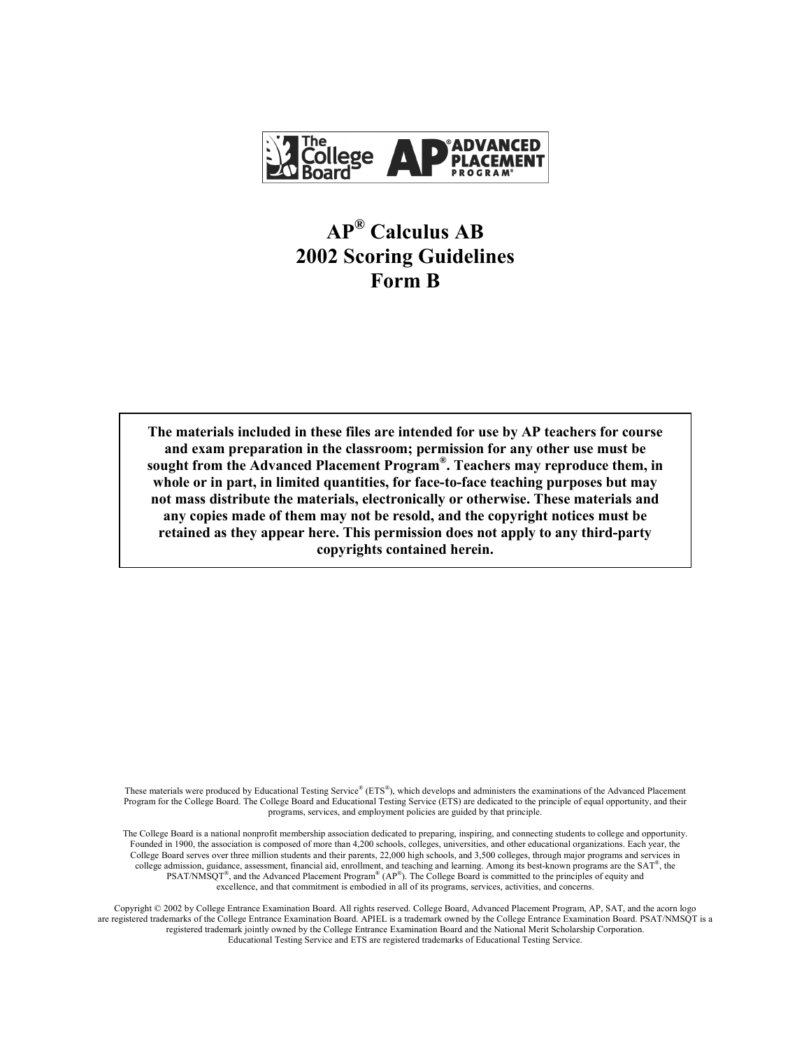# AP® Calculus AB
# 2002 Scoring Guidelines
# Form B

**The materials included in these files are intended for use by AP teachers for course and exam preparation in the classroom; permission for any other use must be sought from the Advanced Placement Program®. Teachers may reproduce them, in whole or in part, in limited quantities, for face-to-face teaching purposes but may not mass distribute the materials, electronically or otherwise. These materials and any copies made of them may not be resold, and the copyright notices must be retained as they appear here. This permission does not apply to any third-party copyrights contained herein.**

These materials were produced by Educational Testing Service® (ETS®), which develops and administers the examinations of the Advanced Placement Program for the College Board. The College Board and Educational Testing Service (ETS) are dedicated to the principle of equal opportunity, and their programs, services, and employment policies are guided by that principle.

The College Board is a national nonprofit membership association dedicated to preparing, inspiring, and connecting students to college and opportunity. Founded in 1900, the association is composed of more than 4,200 schools, colleges, universities, and other educational organizations. Each year, the College Board serves over three million students and their parents, 22,000 high schools, and 3,500 colleges, through major programs and services in college admission, guidance, assessment, financial aid, enrollment, and teaching and learning. Among its best-known programs are the SAT®, the PSAT/NMSQT®, and the Advanced Placement Program® (AP®). The College Board is committed to the principles of equity and excellence, and that commitment is embodied in all of its programs, services, activities, and concerns.

Copyright © 2002 by College Entrance Examination Board. All rights reserved. College Board, Advanced Placement Program, AP, SAT, and the acorn logo are registered trademarks of the College Entrance Examination Board. APIEL is a trademark owned by the College Entrance Examination Board. PSAT/NMSQT is a registered trademark jointly owned by the College Entrance Examination Board and the National Merit Scholarship Corporation. Educational Testing Service and ETS are registered trademarks of Educational Testing Service.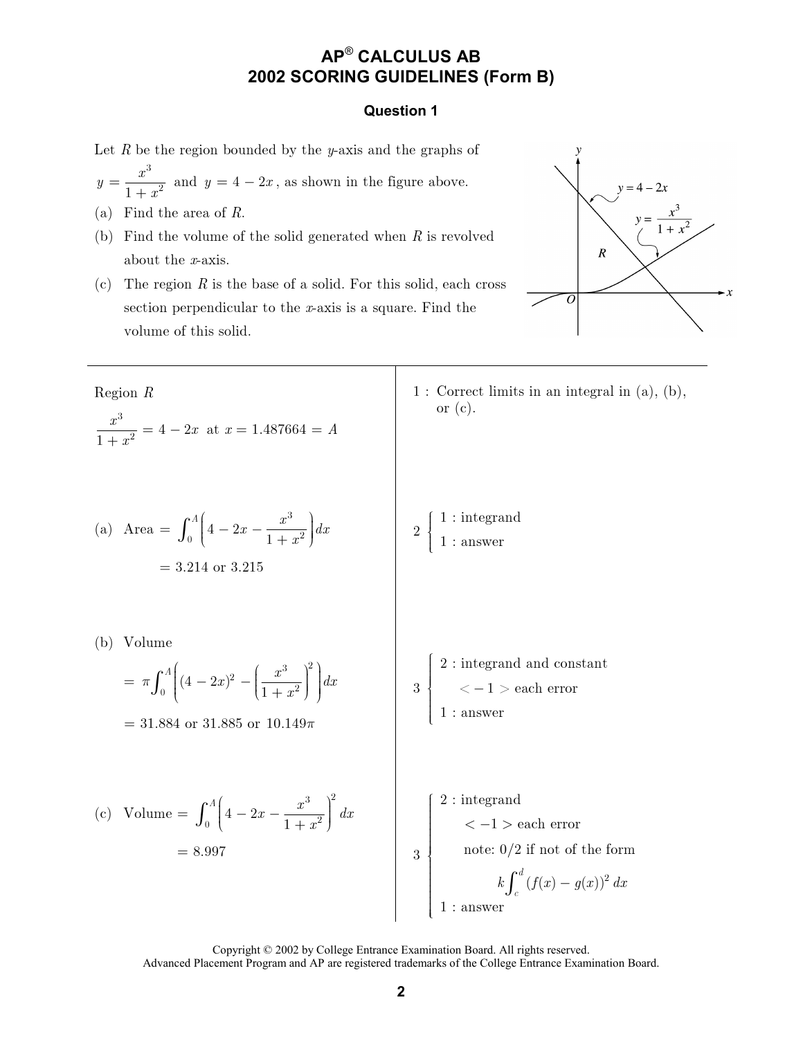# AP® CALCULUS AB
# 2002 SCORING GUIDELINES (Form B)

### Question 1

Let $R$ be the region bounded by the $y$-axis and the graphs of $y = \dfrac{x^3}{1+x^2}$ and $y = 4 - 2x$, as shown in the figure above.

(a) Find the area of $R$.

(b) Find the volume of the solid generated when $R$ is revolved about the $x$-axis.

(c) The region $R$ is the base of a solid. For this solid, each cross section perpendicular to the $x$-axis is a square. Find the volume of this solid.

---

Region $R$

$$\frac{x^3}{1+x^2} = 4 - 2x \text{ at } x = 1.487664 = A$$

1 : Correct limits in an integral in (a), (b), or (c).

(a) Area $= \displaystyle\int_0^A \left(4 - 2x - \frac{x^3}{1+x^2}\right) dx$

$= 3.214$ or $3.215$

$2 \begin{cases} 1 : \text{integrand} \\ 1 : \text{answer} \end{cases}$

(b) Volume

$= \pi \displaystyle\int_0^A \left((4-2x)^2 - \left(\frac{x^3}{1+x^2}\right)^2\right) dx$

$= 31.884$ or $31.885$ or $10.149\pi$

$3 \begin{cases} 2 : \text{integrand and constant} \\ \quad < -1 > \text{ each error} \\ 1 : \text{answer} \end{cases}$

(c) Volume $= \displaystyle\int_0^A \left(4 - 2x - \frac{x^3}{1+x^2}\right)^2 dx$

$= 8.997$

$3 \begin{cases} 2 : \text{integrand} \\ \quad < -1 > \text{ each error} \\ \quad \text{note: } 0/2 \text{ if not of the form} \\ \qquad k\displaystyle\int_c^d (f(x) - g(x))^2\, dx \\ 1 : \text{answer} \end{cases}$

Copyright © 2002 by College Entrance Examination Board. All rights reserved.
Advanced Placement Program and AP are registered trademarks of the College Entrance Examination Board.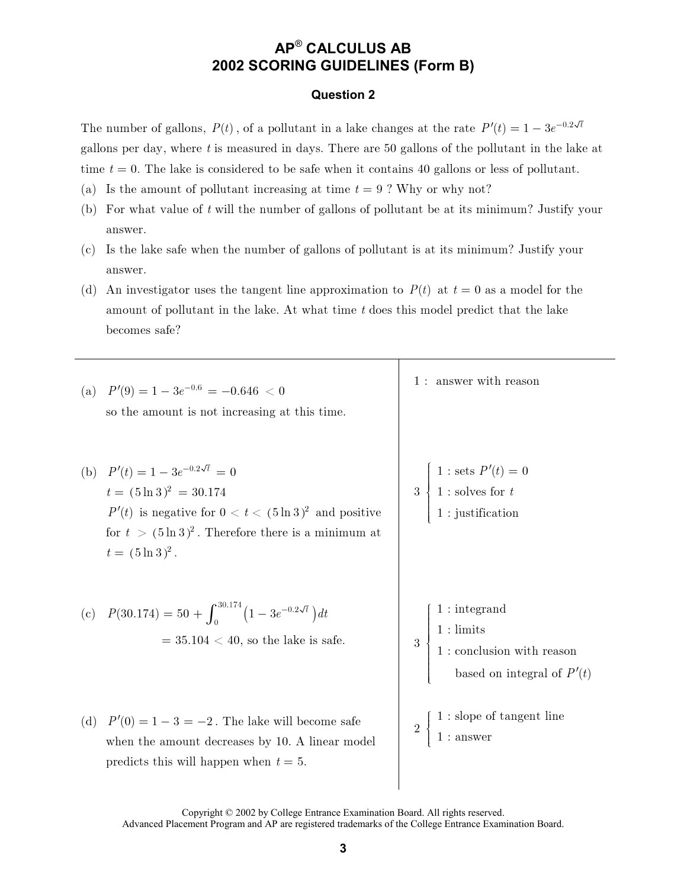# AP® CALCULUS AB
## 2002 SCORING GUIDELINES (Form B)

### Question 2

The number of gallons, $P(t)$, of a pollutant in a lake changes at the rate $P'(t) = 1 - 3e^{-0.2\sqrt{t}}$ gallons per day, where $t$ is measured in days. There are 50 gallons of the pollutant in the lake at time $t = 0$. The lake is considered to be safe when it contains 40 gallons or less of pollutant.

(a) Is the amount of pollutant increasing at time $t = 9$ ? Why or why not?

(b) For what value of $t$ will the number of gallons of pollutant be at its minimum? Justify your answer.

(c) Is the lake safe when the number of gallons of pollutant is at its minimum? Justify your answer.

(d) An investigator uses the tangent line approximation to $P(t)$ at $t = 0$ as a model for the amount of pollutant in the lake. At what time $t$ does this model predict that the lake becomes safe?

---

(a) $P'(9) = 1 - 3e^{-0.6} = -0.646 < 0$

so the amount is not increasing at this time.

1 : answer with reason

(b) $P'(t) = 1 - 3e^{-0.2\sqrt{t}} = 0$

$t = (5\ln 3)^2 = 30.174$

$P'(t)$ is negative for $0 < t < (5\ln 3)^2$ and positive for $t > (5\ln 3)^2$. Therefore there is a minimum at $t = (5\ln 3)^2$.

3 : 
- 1 : sets $P'(t) = 0$
- 1 : solves for $t$
- 1 : justification

(c) $P(30.174) = 50 + \int_0^{30.174} \left(1 - 3e^{-0.2\sqrt{t}}\right) dt$

$= 35.104 < 40$, so the lake is safe.

3 : 
- 1 : integrand
- 1 : limits
- 1 : conclusion with reason based on integral of $P'(t)$

(d) $P'(0) = 1 - 3 = -2$. The lake will become safe when the amount decreases by 10. A linear model predicts this will happen when $t = 5$.

2 : 
- 1 : slope of tangent line
- 1 : answer

Copyright © 2002 by College Entrance Examination Board. All rights reserved.
Advanced Placement Program and AP are registered trademarks of the College Entrance Examination Board.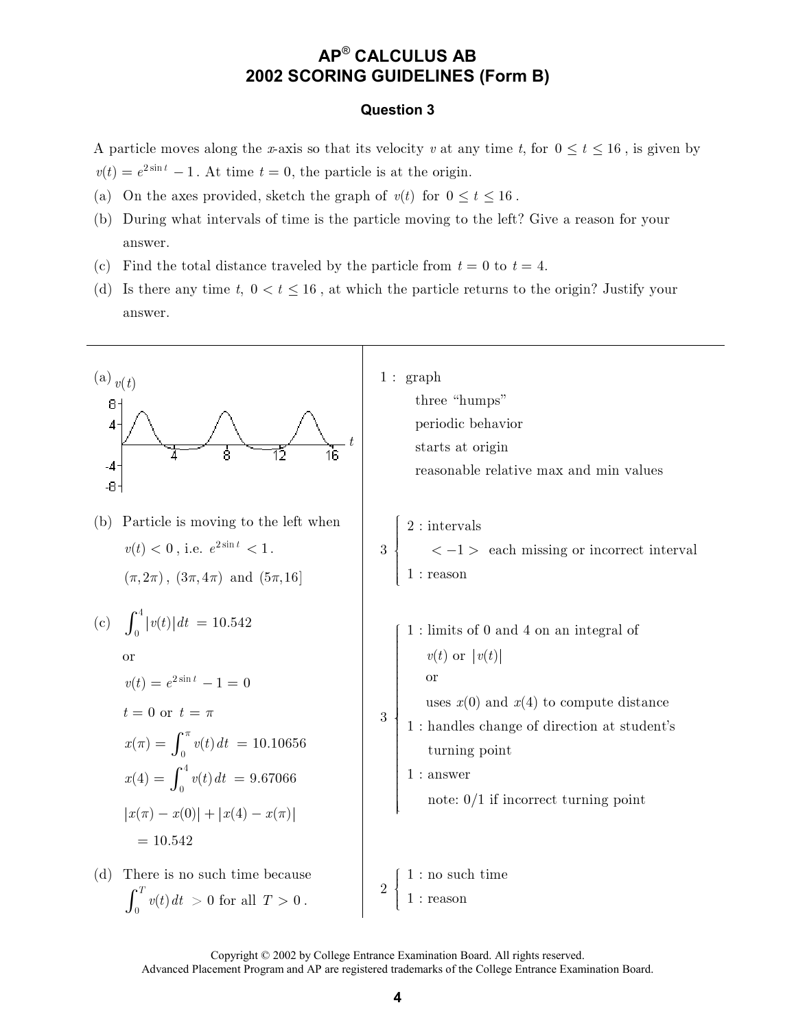# AP® CALCULUS AB
## 2002 SCORING GUIDELINES (Form B)

### Question 3

A particle moves along the $x$-axis so that its velocity $v$ at any time $t$, for $0 \le t \le 16$, is given by $v(t) = e^{2\sin t} - 1$. At time $t = 0$, the particle is at the origin.

(a) On the axes provided, sketch the graph of $v(t)$ for $0 \le t \le 16$.

(b) During what intervals of time is the particle moving to the left? Give a reason for your answer.

(c) Find the total distance traveled by the particle from $t = 0$ to $t = 4$.

(d) Is there any time $t$, $0 < t \le 16$, at which the particle returns to the origin? Justify your answer.

---

(a) [Graph of $v(t)$ for $0 \le t \le 16$, vertical axis from $-8$ to $8$, horizontal axis $t$ marked at 4, 8, 12, 16, showing three "humps"]

1 : graph
- three "humps"
- periodic behavior
- starts at origin
- reasonable relative max and min values

(b) Particle is moving to the left when $v(t) < 0$, i.e. $e^{2\sin t} < 1$.

$(\pi, 2\pi)$, $(3\pi, 4\pi)$ and $(5\pi, 16]$

3 $\begin{cases} 2 : \text{intervals} \\ \quad < -1 > \text{ each missing or incorrect interval} \\ 1 : \text{reason} \end{cases}$

(c) $\displaystyle\int_0^4 |v(t)|\,dt = 10.542$

or

$v(t) = e^{2\sin t} - 1 = 0$

$t = 0$ or $t = \pi$

$x(\pi) = \displaystyle\int_0^{\pi} v(t)\,dt = 10.10656$

$x(4) = \displaystyle\int_0^{4} v(t)\,dt = 9.67066$

$|x(\pi) - x(0)| + |x(4) - x(\pi)|$

$= 10.542$

3 $\begin{cases} 1 : \text{limits of 0 and 4 on an integral of } v(t) \text{ or } |v(t)| \\ \quad \text{or} \\ \quad \text{uses } x(0) \text{ and } x(4) \text{ to compute distance} \\ 1 : \text{handles change of direction at student's turning point} \\ 1 : \text{answer} \\ \quad \text{note: 0/1 if incorrect turning point} \end{cases}$

(d) There is no such time because $\displaystyle\int_0^T v(t)\,dt > 0$ for all $T > 0$.

2 $\begin{cases} 1 : \text{no such time} \\ 1 : \text{reason} \end{cases}$

Copyright © 2002 by College Entrance Examination Board. All rights reserved.
Advanced Placement Program and AP are registered trademarks of the College Entrance Examination Board.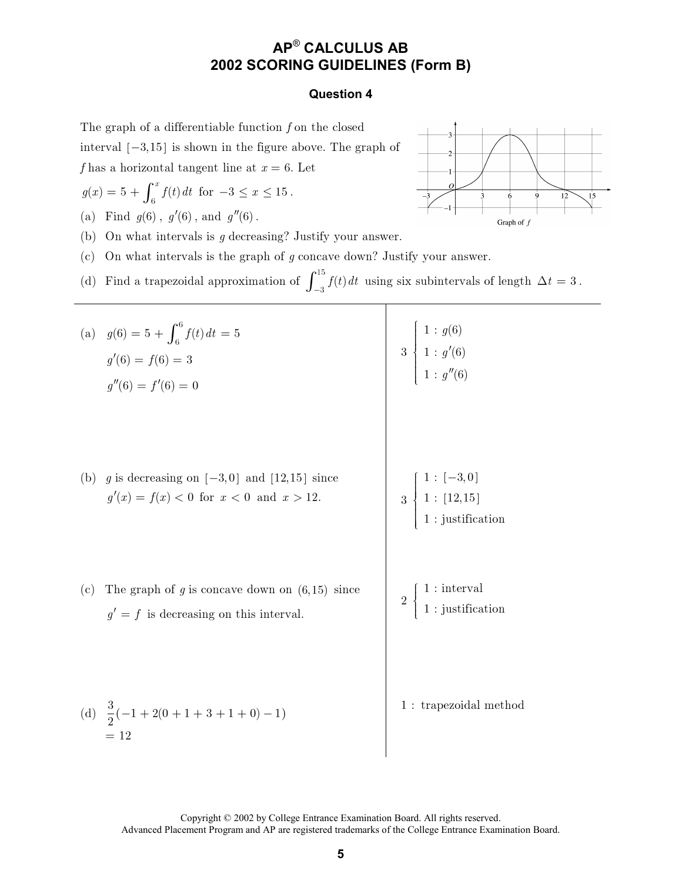# AP® CALCULUS AB
# 2002 SCORING GUIDELINES (Form B)

## Question 4

The graph of a differentiable function $f$ on the closed interval $[-3, 15]$ is shown in the figure above. The graph of $f$ has a horizontal tangent line at $x = 6$. Let $g(x) = 5 + \int_6^x f(t)\,dt$ for $-3 \le x \le 15$.

Graph of $f$

(a) Find $g(6)$, $g'(6)$, and $g''(6)$.

(b) On what intervals is $g$ decreasing? Justify your answer.

(c) On what intervals is the graph of $g$ concave down? Justify your answer.

(d) Find a trapezoidal approximation of $\int_{-3}^{15} f(t)\,dt$ using six subintervals of length $\Delta t = 3$.

---

(a) $g(6) = 5 + \int_6^6 f(t)\,dt = 5$

$g'(6) = f(6) = 3$

$g''(6) = f'(6) = 0$

3: 
- 1 : $g(6)$
- 1 : $g'(6)$
- 1 : $g''(6)$

(b) $g$ is decreasing on $[-3, 0]$ and $[12, 15]$ since $g'(x) = f(x) < 0$ for $x < 0$ and $x > 12$.

3: 
- 1 : $[-3, 0]$
- 1 : $[12, 15]$
- 1 : justification

(c) The graph of $g$ is concave down on $(6, 15)$ since $g' = f$ is decreasing on this interval.

2: 
- 1 : interval
- 1 : justification

(d) $\frac{3}{2}(-1 + 2(0 + 1 + 3 + 1 + 0) - 1)$
$= 12$

1 : trapezoidal method

Copyright © 2002 by College Entrance Examination Board. All rights reserved.
Advanced Placement Program and AP are registered trademarks of the College Entrance Examination Board.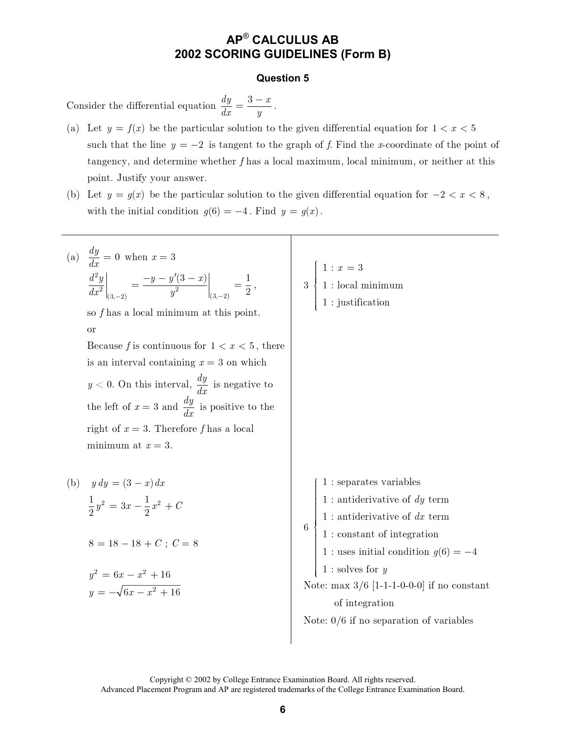# AP® CALCULUS AB
# 2002 SCORING GUIDELINES (Form B)

## Question 5

Consider the differential equation $\frac{dy}{dx} = \frac{3-x}{y}$.

(a) Let $y = f(x)$ be the particular solution to the given differential equation for $1 < x < 5$ such that the line $y = -2$ is tangent to the graph of $f$. Find the $x$-coordinate of the point of tangency, and determine whether $f$ has a local maximum, local minimum, or neither at this point. Justify your answer.

(b) Let $y = g(x)$ be the particular solution to the given differential equation for $-2 < x < 8$, with the initial condition $g(6) = -4$. Find $y = g(x)$.

---

(a) $\frac{dy}{dx} = 0$ when $x = 3$

$$\left.\frac{d^2y}{dx^2}\right|_{(3,-2)} = \left.\frac{-y - y'(3-x)}{y^2}\right|_{(3,-2)} = \frac{1}{2},$$

so $f$ has a local minimum at this point.

or

Because $f$ is continuous for $1 < x < 5$, there is an interval containing $x = 3$ on which $y < 0$. On this interval, $\frac{dy}{dx}$ is negative to the left of $x = 3$ and $\frac{dy}{dx}$ is positive to the right of $x = 3$. Therefore $f$ has a local minimum at $x = 3$.

3 points:
- 1 : $x = 3$
- 1 : local minimum
- 1 : justification

(b) $y\,dy = (3 - x)\,dx$

$$\frac{1}{2}y^2 = 3x - \frac{1}{2}x^2 + C$$

$$8 = 18 - 18 + C\ ;\ C = 8$$

$$y^2 = 6x - x^2 + 16$$

$$y = -\sqrt{6x - x^2 + 16}$$

6 points:
- 1 : separates variables
- 1 : antiderivative of $dy$ term
- 1 : antiderivative of $dx$ term
- 1 : constant of integration
- 1 : uses initial condition $g(6) = -4$
- 1 : solves for $y$

Note: max 3/6 [1-1-1-0-0-0] if no constant of integration

Note: 0/6 if no separation of variables

Copyright © 2002 by College Entrance Examination Board. All rights reserved.
Advanced Placement Program and AP are registered trademarks of the College Entrance Examination Board.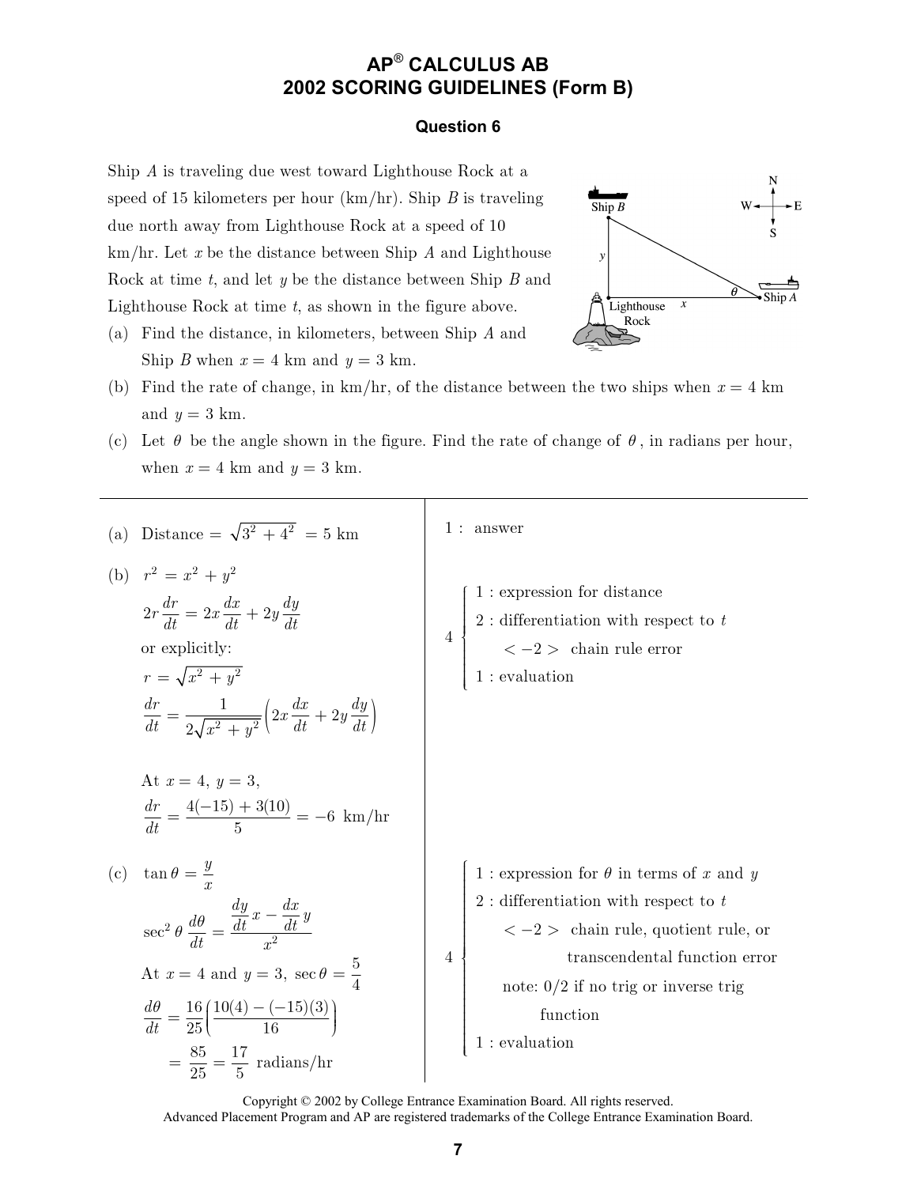# AP® CALCULUS AB
# 2002 SCORING GUIDELINES (Form B)

### Question 6

Ship $A$ is traveling due west toward Lighthouse Rock at a speed of 15 kilometers per hour (km/hr). Ship $B$ is traveling due north away from Lighthouse Rock at a speed of 10 km/hr. Let $x$ be the distance between Ship $A$ and Lighthouse Rock at time $t$, and let $y$ be the distance between Ship $B$ and Lighthouse Rock at time $t$, as shown in the figure above.

Ship $B$

$y$

$\theta$

Ship $A$

Lighthouse Rock

$x$

N

W

E

S

(a) Find the distance, in kilometers, between Ship $A$ and Ship $B$ when $x = 4$ km and $y = 3$ km.

(b) Find the rate of change, in km/hr, of the distance between the two ships when $x = 4$ km and $y = 3$ km.

(c) Let $\theta$ be the angle shown in the figure. Find the rate of change of $\theta$, in radians per hour, when $x = 4$ km and $y = 3$ km.

---

(a) Distance $= \sqrt{3^2 + 4^2} = 5$ km

1 : answer

(b) $r^2 = x^2 + y^2$

$$2r\frac{dr}{dt} = 2x\frac{dx}{dt} + 2y\frac{dy}{dt}$$

or explicitly:

$$r = \sqrt{x^2 + y^2}$$

$$\frac{dr}{dt} = \frac{1}{2\sqrt{x^2 + y^2}}\left(2x\frac{dx}{dt} + 2y\frac{dy}{dt}\right)$$

At $x = 4$, $y = 3$,

$$\frac{dr}{dt} = \frac{4(-15) + 3(10)}{5} = -6 \text{ km/hr}$$

4 $\begin{cases} 1 : \text{expression for distance} \\ 2 : \text{differentiation with respect to } t \\ \quad < -2 > \text{ chain rule error} \\ 1 : \text{evaluation} \end{cases}$

(c) $\tan\theta = \dfrac{y}{x}$

$$\sec^2\theta\,\frac{d\theta}{dt} = \frac{\dfrac{dy}{dt}x - \dfrac{dx}{dt}y}{x^2}$$

At $x = 4$ and $y = 3$, $\sec\theta = \dfrac{5}{4}$

$$\frac{d\theta}{dt} = \frac{16}{25}\left(\frac{10(4) - (-15)(3)}{16}\right)$$

$$= \frac{85}{25} = \frac{17}{5} \text{ radians/hr}$$

4 $\begin{cases} 1 : \text{expression for } \theta \text{ in terms of } x \text{ and } y \\ 2 : \text{differentiation with respect to } t \\ \quad < -2 > \text{ chain rule, quotient rule, or} \\ \quad\quad \text{transcendental function error} \\ \quad \text{note: 0/2 if no trig or inverse trig} \\ \quad\quad \text{function} \\ 1 : \text{evaluation} \end{cases}$

Copyright © 2002 by College Entrance Examination Board. All rights reserved.
Advanced Placement Program and AP are registered trademarks of the College Entrance Examination Board.